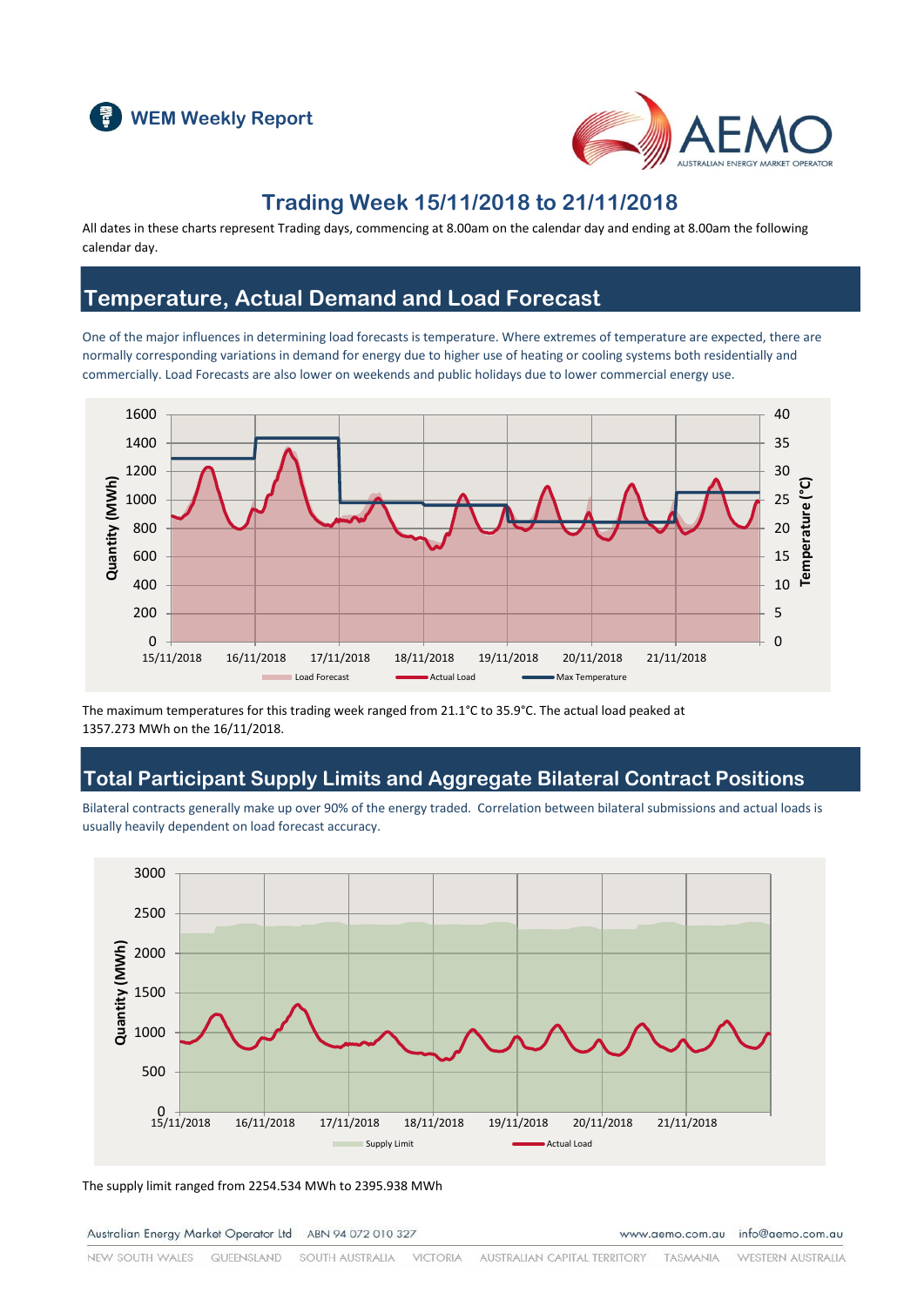WEM Weekly Report

# Trading Week 15/11/2018 to 21/11/2018

All dates in these charts represent Trading days, commencing at 8.00am on the calendar day and ending at 8.00am the following calendar day.

## Temperature, Actual Demand and Load Forecast

One of the major influences in determining load forecasts is temperature. Where extremes of temperature are expected, there are normally corresponding variations in demand for energy due to higher use of heating or cooling systems both residentially and commercially. Load Forecasts are also lower on weekends and public holidays due to lower commercial energy use.

The maximum temperatures for this trading week ranged from 21.1°C to 35.9°C. The actual load peaked at 1357.273 MWh on the 16/11/2018.

## Total Participant Supply Limits and Aggregate Bilateral Contract Positions

Bilateral contracts generally make up over 90% of the energy traded. Correlation between bilateral submissions and actual loads is usually heavily dependent on load forecast accuracy.

The supply limit ranged from 2254.534 MWh to 2395.938 MWh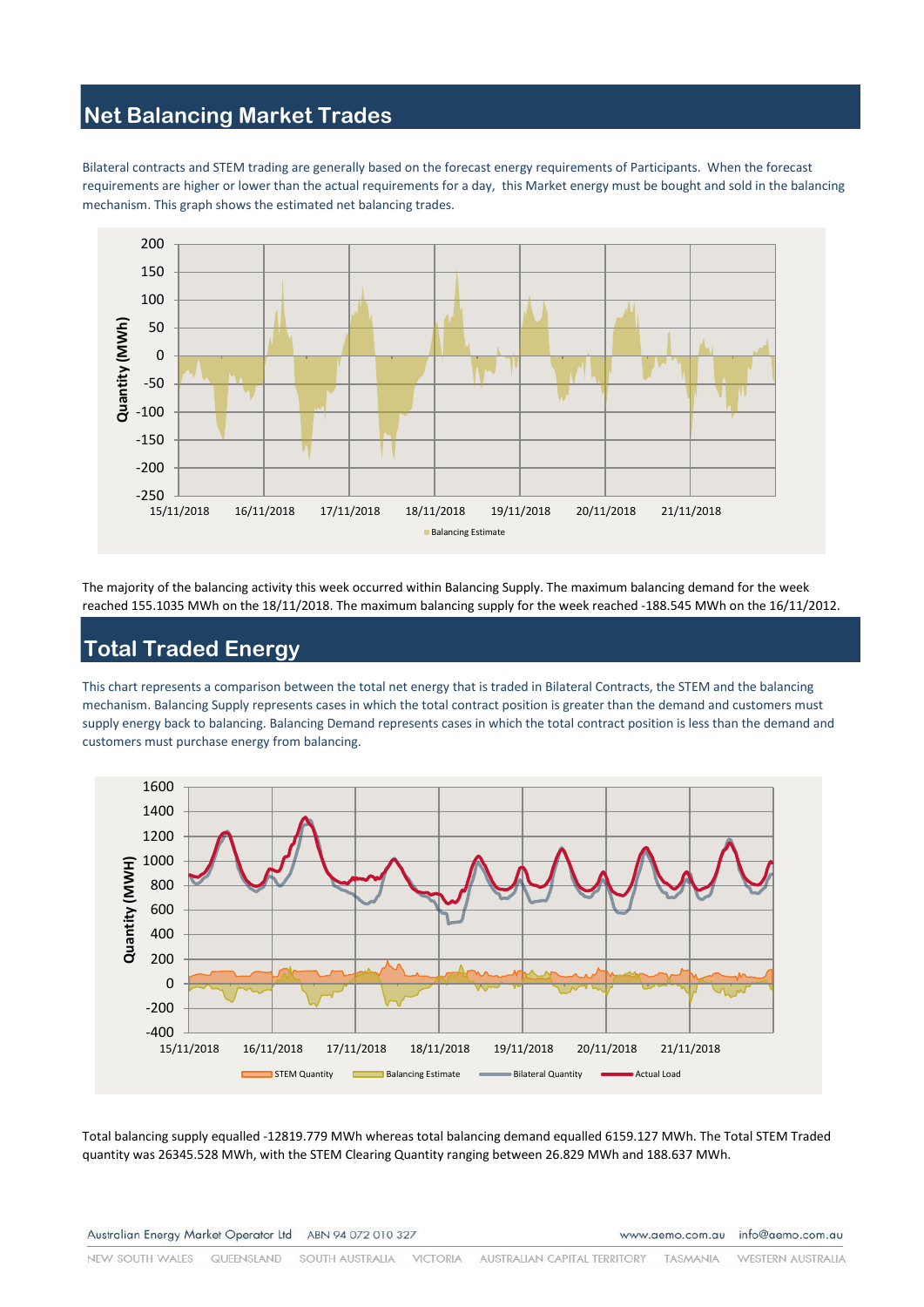## Net Balancing Market Trades

Bilateral contracts and STEM trading are generally based on the forecast energy requirements of Participants. When the forecast requirements are higher or lower than the actual requirements for a day, this Market energy must be bought and sold in the balancing mechanism. This graph shows the estimated net balancing trades.

The majority of the balancing activity this week occurred within Balancing Supply. The maximum balancing demand for the week reached 155.1035 MWh on the 18/11/2018. The maximum balancing supply for the week reached -188.545 MWh on the 16/11/2012.

## Total Traded Energy

This chart represents a comparison between the total net energy that is traded in Bilateral Contracts, the STEM and the balancing mechanism. Balancing Supply represents cases in which the total contract position is greater than the demand and customers must supply energy back to balancing. Balancing Demand represents cases in which the total contract position is less than the demand and customers must purchase energy from balancing.

Total balancing supply equalled -12819.779 MWh whereas total balancing demand equalled 6159.127 MWh. The Total STEM Traded quantity was 26345.528 MWh, with the STEM Clearing Quantity ranging between 26.829 MWh and 188.637 MWh.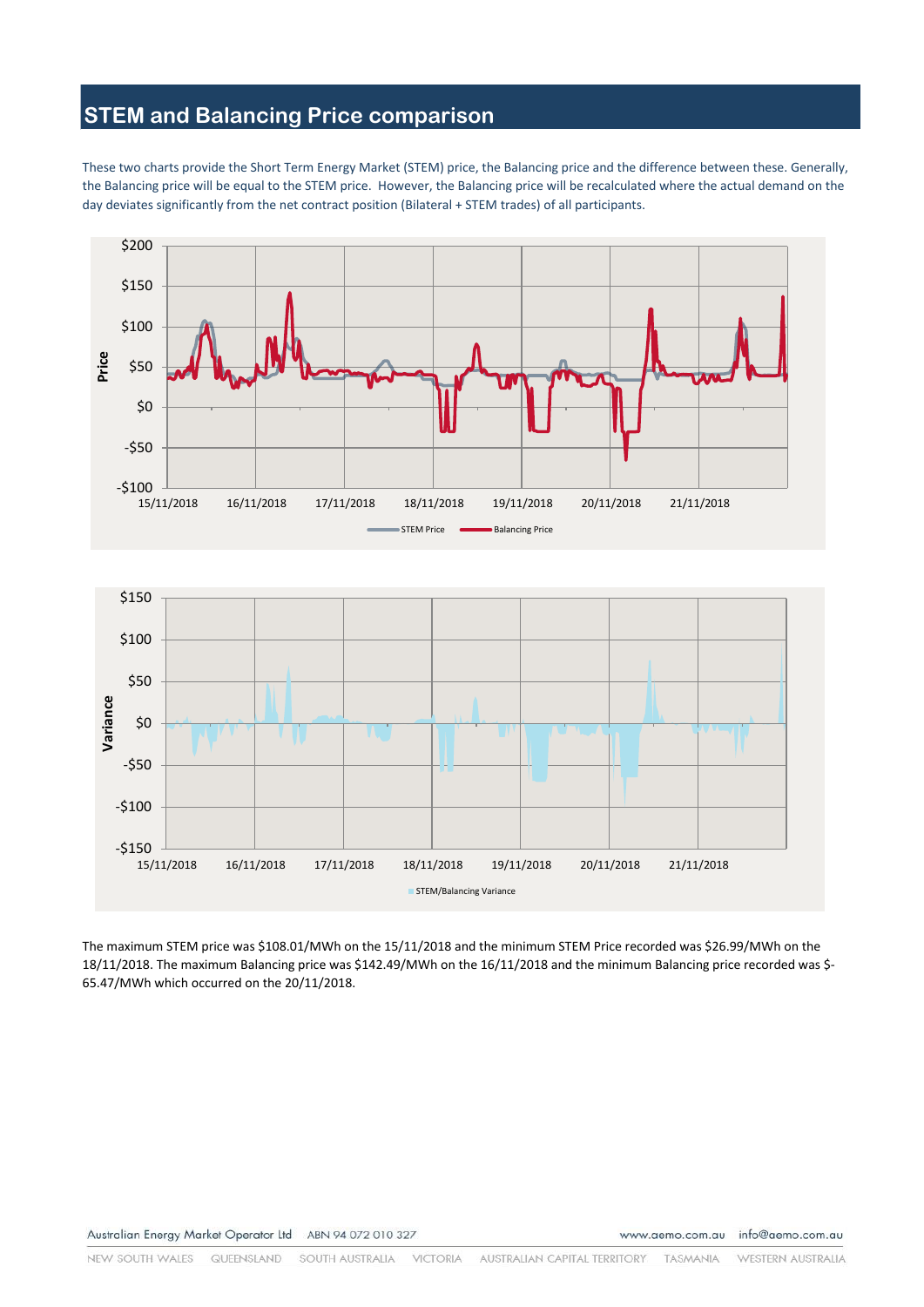## STEM and Balancing Price comparison

These two charts provide the Short Term Energy Market (STEM) price, the Balancing price and the difference between these. Generally, the Balancing price will be equal to the STEM price. However, the Balancing price will be recalculated where the actual demand on the day deviates significantly from the net contract position (Bilateral + STEM trades) of all participants.

Price

$200
$150
$100
$50
$0
-$50
-$100

15/11/2018 16/11/2018 17/11/2018 18/11/2018 19/11/2018 20/11/2018 21/11/2018

STEM Price
Balancing Price

Variance

$150
$100
$50
$0
-$50
-$100
-$150

15/11/2018 16/11/2018 17/11/2018 18/11/2018 19/11/2018 20/11/2018 21/11/2018

STEM/Balancing Variance

The maximum STEM price was $108.01/MWh on the 15/11/2018 and the minimum STEM Price recorded was $26.99/MWh on the 18/11/2018. The maximum Balancing price was $142.49/MWh on the 16/11/2018 and the minimum Balancing price recorded was $-65.47/MWh which occurred on the 20/11/2018.